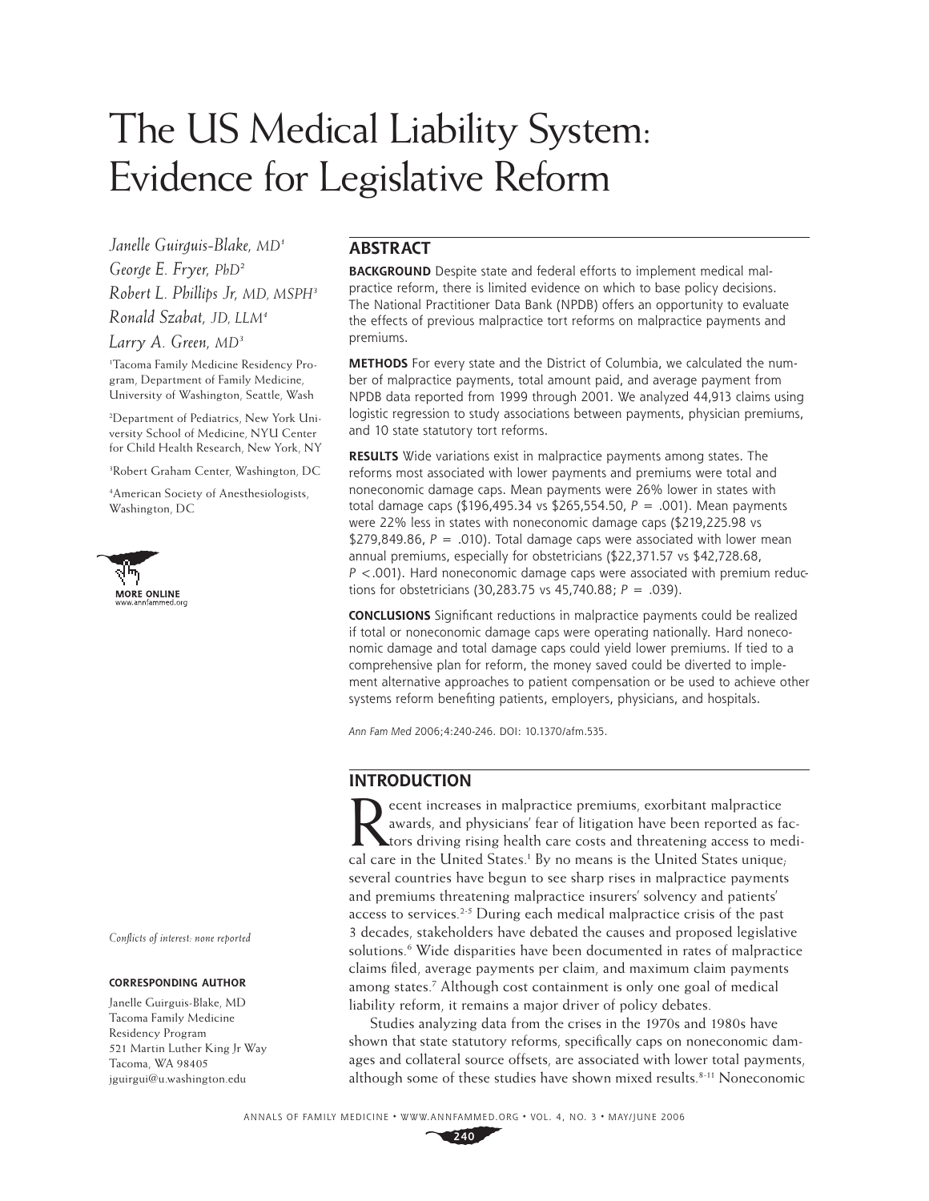# The US Medical Liability System: Evidence for Legislative Reform

*Janelle Guirguis-Blake, MD*[1]
*George E. Fryer, PhD*[2]
*Robert L. Phillips Jr, MD, MSPH*[3]
*Ronald Szabat, JD, LLM*[4]
*Larry A. Green, MD*[3]

[1]Tacoma Family Medicine Residency Program, Department of Family Medicine, University of Washington, Seattle, Wash

[2]Department of Pediatrics, New York University School of Medicine, NYU Center for Child Health Research, New York, NY

[3]Robert Graham Center, Washington, DC

[4]American Society of Anesthesiologists, Washington, DC

MORE ONLINE
www.annfammed.org

*Conflicts of interest: none reported*

**CORRESPONDING AUTHOR**

Janelle Guirguis-Blake, MD
Tacoma Family Medicine Residency Program
521 Martin Luther King Jr Way
Tacoma, WA 98405
jguirgui@u.washington.edu

## ABSTRACT

**BACKGROUND** Despite state and federal efforts to implement medical malpractice reform, there is limited evidence on which to base policy decisions. The National Practitioner Data Bank (NPDB) offers an opportunity to evaluate the effects of previous malpractice tort reforms on malpractice payments and premiums.

**METHODS** For every state and the District of Columbia, we calculated the number of malpractice payments, total amount paid, and average payment from NPDB data reported from 1999 through 2001. We analyzed 44,913 claims using logistic regression to study associations between payments, physician premiums, and 10 state statutory tort reforms.

**RESULTS** Wide variations exist in malpractice payments among states. The reforms most associated with lower payments and premiums were total and noneconomic damage caps. Mean payments were 26% lower in states with total damage caps ($196,495.34 vs $265,554.50, $P$ = .001). Mean payments were 22% less in states with noneconomic damage caps ($219,225.98 vs $279,849.86, $P$ = .010). Total damage caps were associated with lower mean annual premiums, especially for obstetricians ($22,371.57 vs $42,728.68, $P$ <.001). Hard noneconomic damage caps were associated with premium reductions for obstetricians (30,283.75 vs 45,740.88; $P$ = .039).

**CONCLUSIONS** Significant reductions in malpractice payments could be realized if total or noneconomic damage caps were operating nationally. Hard noneconomic damage and total damage caps could yield lower premiums. If tied to a comprehensive plan for reform, the money saved could be diverted to implement alternative approaches to patient compensation or be used to achieve other systems reform benefiting patients, employers, physicians, and hospitals.

*Ann Fam Med* 2006;4:240-246. DOI: 10.1370/afm.535.

## INTRODUCTION

Recent increases in malpractice premiums, exorbitant malpractice awards, and physicians' fear of litigation have been reported as factors driving rising health care costs and threatening access to medical care in the United States.[1] By no means is the United States unique; several countries have begun to see sharp rises in malpractice payments and premiums threatening malpractice insurers' solvency and patients' access to services.[2-5] During each medical malpractice crisis of the past 3 decades, stakeholders have debated the causes and proposed legislative solutions.[6] Wide disparities have been documented in rates of malpractice claims filed, average payments per claim, and maximum claim payments among states.[7] Although cost containment is only one goal of medical liability reform, it remains a major driver of policy debates.

Studies analyzing data from the crises in the 1970s and 1980s have shown that state statutory reforms, specifically caps on noneconomic damages and collateral source offsets, are associated with lower total payments, although some of these studies have shown mixed results.[8-11] Noneconomic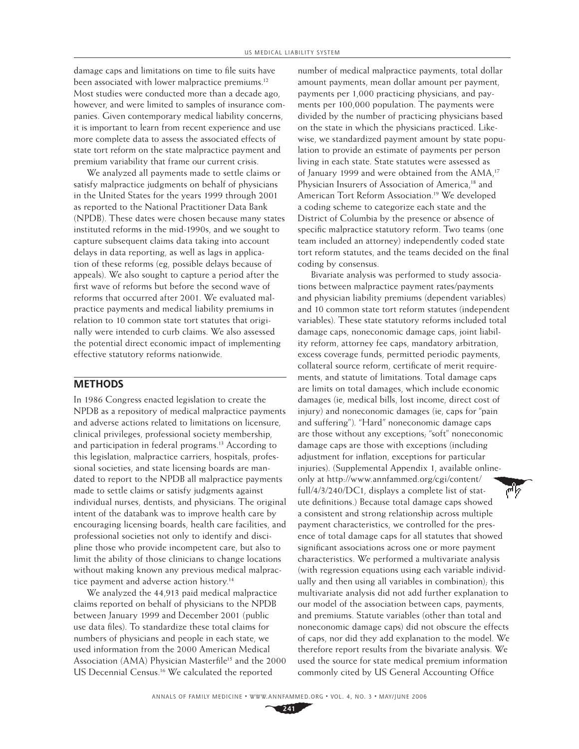damage caps and limitations on time to file suits have been associated with lower malpractice premiums.[12] Most studies were conducted more than a decade ago, however, and were limited to samples of insurance companies. Given contemporary medical liability concerns, it is important to learn from recent experience and use more complete data to assess the associated effects of state tort reform on the state malpractice payment and premium variability that frame our current crisis.

We analyzed all payments made to settle claims or satisfy malpractice judgments on behalf of physicians in the United States for the years 1999 through 2001 as reported to the National Practitioner Data Bank (NPDB). These dates were chosen because many states instituted reforms in the mid-1990s, and we sought to capture subsequent claims data taking into account delays in data reporting, as well as lags in application of these reforms (eg, possible delays because of appeals). We also sought to capture a period after the first wave of reforms but before the second wave of reforms that occurred after 2001. We evaluated malpractice payments and medical liability premiums in relation to 10 common state tort statutes that originally were intended to curb claims. We also assessed the potential direct economic impact of implementing effective statutory reforms nationwide.

## METHODS

In 1986 Congress enacted legislation to create the NPDB as a repository of medical malpractice payments and adverse actions related to limitations on licensure, clinical privileges, professional society membership, and participation in federal programs.[13] According to this legislation, malpractice carriers, hospitals, professional societies, and state licensing boards are mandated to report to the NPDB all malpractice payments made to settle claims or satisfy judgments against individual nurses, dentists, and physicians. The original intent of the databank was to improve health care by encouraging licensing boards, health care facilities, and professional societies not only to identify and discipline those who provide incompetent care, but also to limit the ability of those clinicians to change locations without making known any previous medical malpractice payment and adverse action history.[14]

We analyzed the 44,913 paid medical malpractice claims reported on behalf of physicians to the NPDB between January 1999 and December 2001 (public use data files). To standardize these total claims for numbers of physicians and people in each state, we used information from the 2000 American Medical Association (AMA) Physician Masterfile[15] and the 2000 US Decennial Census.[16] We calculated the reported number of medical malpractice payments, total dollar amount payments, mean dollar amount per payment, payments per 1,000 practicing physicians, and payments per 100,000 population. The payments were divided by the number of practicing physicians based on the state in which the physicians practiced. Likewise, we standardized payment amount by state population to provide an estimate of payments per person living in each state. State statutes were assessed as of January 1999 and were obtained from the AMA,[17] Physician Insurers of Association of America,[18] and American Tort Reform Association.[19] We developed a coding scheme to categorize each state and the District of Columbia by the presence or absence of specific malpractice statutory reform. Two teams (one team included an attorney) independently coded state tort reform statutes, and the teams decided on the final coding by consensus.

Bivariate analysis was performed to study associations between malpractice payment rates/payments and physician liability premiums (dependent variables) and 10 common state tort reform statutes (independent variables). These state statutory reforms included total damage caps, noneconomic damage caps, joint liability reform, attorney fee caps, mandatory arbitration, excess coverage funds, permitted periodic payments, collateral source reform, certificate of merit requirements, and statute of limitations. Total damage caps are limits on total damages, which include economic damages (ie, medical bills, lost income, direct cost of injury) and noneconomic damages (ie, caps for "pain and suffering"). "Hard" noneconomic damage caps are those without any exceptions; "soft" noneconomic damage caps are those with exceptions (including adjustment for inflation, exceptions for particular injuries). (Supplemental Appendix 1, available online-only at http://www.annfammed.org/cgi/content/full/4/3/240/DC1, displays a complete list of statute definitions.) Because total damage caps showed a consistent and strong relationship across multiple payment characteristics, we controlled for the presence of total damage caps for all statutes that showed significant associations across one or more payment characteristics. We performed a multivariate analysis (with regression equations using each variable individually and then using all variables in combination); this multivariate analysis did not add further explanation to our model of the association between caps, payments, and premiums. Statute variables (other than total and noneconomic damage caps) did not obscure the effects of caps, nor did they add explanation to the model. We therefore report results from the bivariate analysis. We used the source for state medical premium information commonly cited by US General Accounting Office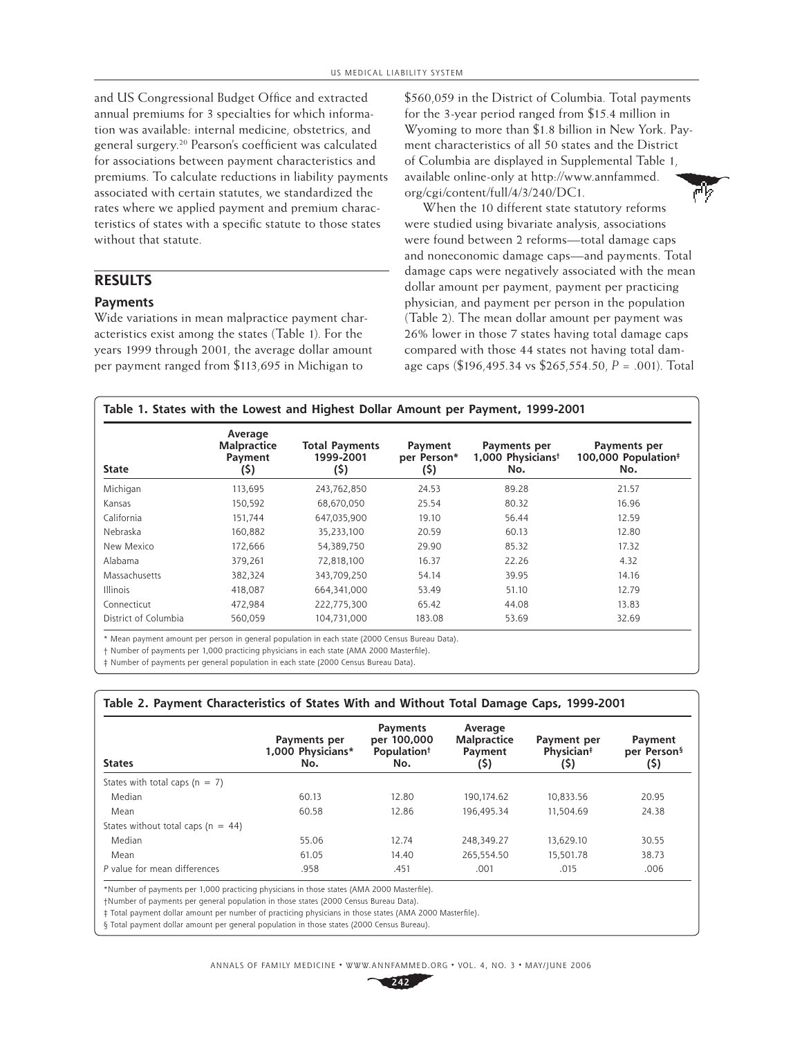and US Congressional Budget Office and extracted annual premiums for 3 specialties for which information was available: internal medicine, obstetrics, and general surgery.[20] Pearson's coefficient was calculated for associations between payment characteristics and premiums. To calculate reductions in liability payments associated with certain statutes, we standardized the rates where we applied payment and premium characteristics of states with a specific statute to those states without that statute.

## RESULTS

### Payments

Wide variations in mean malpractice payment characteristics exist among the states (Table 1). For the years 1999 through 2001, the average dollar amount per payment ranged from $113,695 in Michigan to $560,059 in the District of Columbia. Total payments for the 3-year period ranged from $15.4 million in Wyoming to more than $1.8 billion in New York. Payment characteristics of all 50 states and the District of Columbia are displayed in Supplemental Table 1, available online-only at http://www.annfammed.org/cgi/content/full/4/3/240/DC1.

When the 10 different state statutory reforms were studied using bivariate analysis, associations were found between 2 reforms—total damage caps and noneconomic damage caps—and payments. Total damage caps were negatively associated with the mean dollar amount per payment, payment per practicing physician, and payment per person in the population (Table 2). The mean dollar amount per payment was 26% lower in those 7 states having total damage caps compared with those 44 states not having total damage caps ($196,495.34 vs $265,554.50, *P* = .001). Total

**Table 1. States with the Lowest and Highest Dollar Amount per Payment, 1999-2001**

| State | Average Malpractice Payment ($) | Total Payments 1999-2001 ($) | Payment per Person* ($) | Payments per 1,000 Physicians† No. | Payments per 100,000 Population‡ No. |
|---|---|---|---|---|---|
| Michigan | 113,695 | 243,762,850 | 24.53 | 89.28 | 21.57 |
| Kansas | 150,592 | 68,670,050 | 25.54 | 80.32 | 16.96 |
| California | 151,744 | 647,035,900 | 19.10 | 56.44 | 12.59 |
| Nebraska | 160,882 | 35,233,100 | 20.59 | 60.13 | 12.80 |
| New Mexico | 172,666 | 54,389,750 | 29.90 | 85.32 | 17.32 |
| Alabama | 379,261 | 72,818,100 | 16.37 | 22.26 | 4.32 |
| Massachusetts | 382,324 | 343,709,250 | 54.14 | 39.95 | 14.16 |
| Illinois | 418,087 | 664,341,000 | 53.49 | 51.10 | 12.79 |
| Connecticut | 472,984 | 222,775,300 | 65.42 | 44.08 | 13.83 |
| District of Columbia | 560,059 | 104,731,000 | 183.08 | 53.69 | 32.69 |

\* Mean payment amount per person in general population in each state (2000 Census Bureau Data).

† Number of payments per 1,000 practicing physicians in each state (AMA 2000 Masterfile).

‡ Number of payments per general population in each state (2000 Census Bureau Data).

**Table 2. Payment Characteristics of States With and Without Total Damage Caps, 1999-2001**

| States | Payments per 1,000 Physicians* No. | Payments per 100,000 Population† No. | Average Malpractice Payment ($) | Payment per Physician‡ ($) | Payment per Person§ ($) |
|---|---|---|---|---|---|
| States with total caps (n = 7) | | | | | |
| Median | 60.13 | 12.80 | 190,174.62 | 10,833.56 | 20.95 |
| Mean | 60.58 | 12.86 | 196,495.34 | 11,504.69 | 24.38 |
| States without total caps (n = 44) | | | | | |
| Median | 55.06 | 12.74 | 248,349.27 | 13,629.10 | 30.55 |
| Mean | 61.05 | 14.40 | 265,554.50 | 15,501.78 | 38.73 |
| *P* value for mean differences | .958 | .451 | .001 | .015 | .006 |

*Number of payments per 1,000 practicing physicians in those states (AMA 2000 Masterfile).

†Number of payments per general population in those states (2000 Census Bureau Data).

‡ Total payment dollar amount per number of practicing physicians in those states (AMA 2000 Masterfile).

§ Total payment dollar amount per general population in those states (2000 Census Bureau).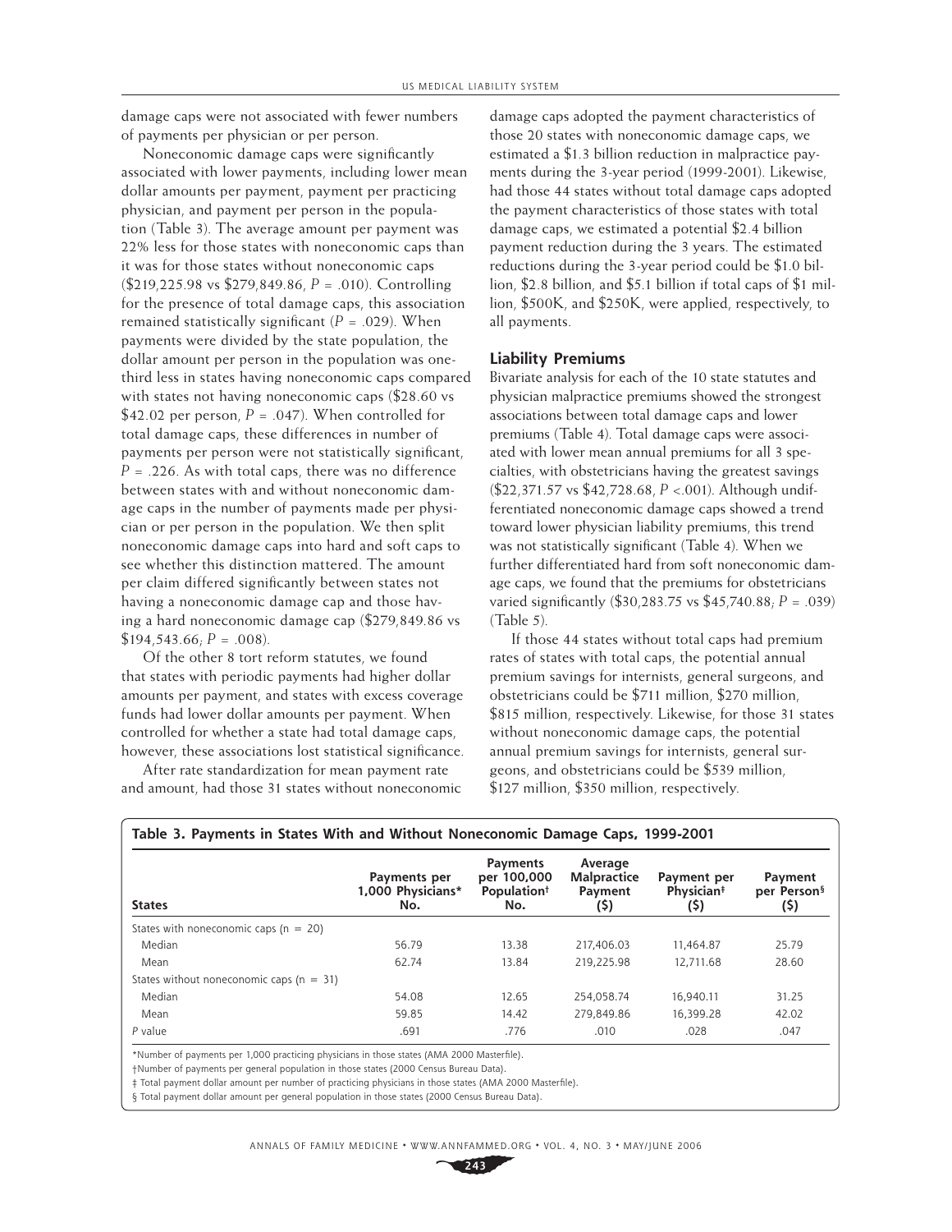damage caps were not associated with fewer numbers of payments per physician or per person.

Noneconomic damage caps were significantly associated with lower payments, including lower mean dollar amounts per payment, payment per practicing physician, and payment per person in the population (Table 3). The average amount per payment was 22% less for those states with noneconomic caps than it was for those states without noneconomic caps ($219,225.98 vs $279,849.86, $P = .010$). Controlling for the presence of total damage caps, this association remained statistically significant ($P = .029$). When payments were divided by the state population, the dollar amount per person in the population was one-third less in states having noneconomic caps compared with states not having noneconomic caps ($28.60 vs $42.02 per person, $P = .047$). When controlled for total damage caps, these differences in number of payments per person were not statistically significant, $P = .226$. As with total caps, there was no difference between states with and without noneconomic damage caps in the number of payments made per physician or per person in the population. We then split noneconomic damage caps into hard and soft caps to see whether this distinction mattered. The amount per claim differed significantly between states not having a noneconomic damage cap and those having a hard noneconomic damage cap ($279,849.86 vs $194,543.66; $P = .008$).

Of the other 8 tort reform statutes, we found that states with periodic payments had higher dollar amounts per payment, and states with excess coverage funds had lower dollar amounts per payment. When controlled for whether a state had total damage caps, however, these associations lost statistical significance.

After rate standardization for mean payment rate and amount, had those 31 states without noneconomic damage caps adopted the payment characteristics of those 20 states with noneconomic damage caps, we estimated a $1.3 billion reduction in malpractice payments during the 3-year period (1999-2001). Likewise, had those 44 states without total damage caps adopted the payment characteristics of those states with total damage caps, we estimated a potential $2.4 billion payment reduction during the 3 years. The estimated reductions during the 3-year period could be $1.0 billion, $2.8 billion, and $5.1 billion if total caps of $1 million, $500K, and $250K, were applied, respectively, to all payments.

## Liability Premiums

Bivariate analysis for each of the 10 state statutes and physician malpractice premiums showed the strongest associations between total damage caps and lower premiums (Table 4). Total damage caps were associated with lower mean annual premiums for all 3 specialties, with obstetricians having the greatest savings ($22,371.57 vs $42,728.68, $P < .001$). Although undifferentiated noneconomic damage caps showed a trend toward lower physician liability premiums, this trend was not statistically significant (Table 4). When we further differentiated hard from soft noneconomic damage caps, we found that the premiums for obstetricians varied significantly ($30,283.75 vs $45,740.88; $P = .039$) (Table 5).

If those 44 states without total caps had premium rates of states with total caps, the potential annual premium savings for internists, general surgeons, and obstetricians could be $711 million, $270 million, $815 million, respectively. Likewise, for those 31 states without noneconomic damage caps, the potential annual premium savings for internists, general surgeons, and obstetricians could be $539 million, $127 million, $350 million, respectively.

**Table 3. Payments in States With and Without Noneconomic Damage Caps, 1999-2001**

| States | Payments per 1,000 Physicians* No. | Payments per 100,000 Population† No. | Average Malpractice Payment ($) | Payment per Physician‡ ($) | Payment per Person§ ($) |
|---|---|---|---|---|---|
| States with noneconomic caps (n = 20) | | | | | |
| Median | 56.79 | 13.38 | 217,406.03 | 11,464.87 | 25.79 |
| Mean | 62.74 | 13.84 | 219,225.98 | 12,711.68 | 28.60 |
| States without noneconomic caps (n = 31) | | | | | |
| Median | 54.08 | 12.65 | 254,058.74 | 16,940.11 | 31.25 |
| Mean | 59.85 | 14.42 | 279,849.86 | 16,399.28 | 42.02 |
| *P* value | .691 | .776 | .010 | .028 | .047 |

*Number of payments per 1,000 practicing physicians in those states (AMA 2000 Masterfile).

†Number of payments per general population in those states (2000 Census Bureau Data).

‡ Total payment dollar amount per number of practicing physicians in those states (AMA 2000 Masterfile).

§ Total payment dollar amount per general population in those states (2000 Census Bureau Data).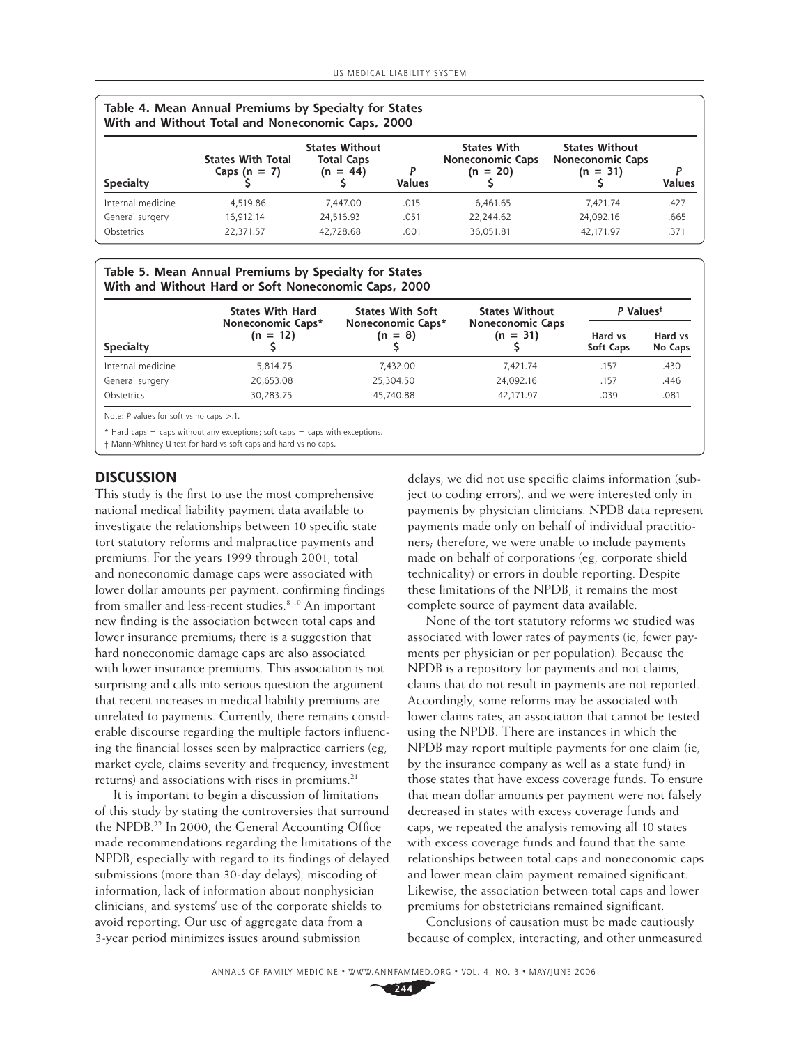**Table 4. Mean Annual Premiums by Specialty for States With and Without Total and Noneconomic Caps, 2000**

| Specialty | States With Total Caps (n = 7) $ | States Without Total Caps (n = 44) $ | P Values | States With Noneconomic Caps (n = 20) $ | States Without Noneconomic Caps (n = 31) $ | P Values |
|---|---|---|---|---|---|---|
| Internal medicine | 4,519.86 | 7,447.00 | .015 | 6,461.65 | 7,421.74 | .427 |
| General surgery | 16,912.14 | 24,516.93 | .051 | 22,244.62 | 24,092.16 | .665 |
| Obstetrics | 22,371.57 | 42,728.68 | .001 | 36,051.81 | 42,171.97 | .371 |

**Table 5. Mean Annual Premiums by Specialty for States With and Without Hard or Soft Noneconomic Caps, 2000**

| Specialty | States With Hard Noneconomic Caps* (n = 12) $ | States With Soft Noneconomic Caps* (n = 8) $ | States Without Noneconomic Caps (n = 31) $ | *P* Values† | |
|---|---|---|---|---|---|
| | | | | Hard vs Soft Caps | Hard vs No Caps |
| Internal medicine | 5,814.75 | 7,432.00 | 7,421.74 | .157 | .430 |
| General surgery | 20,653.08 | 25,304.50 | 24,092.16 | .157 | .446 |
| Obstetrics | 30,283.75 | 45,740.88 | 42,171.97 | .039 | .081 |

Note: *P* values for soft vs no caps >.1.

* Hard caps = caps without any exceptions; soft caps = caps with exceptions.

† Mann-Whitney U test for hard vs soft caps and hard vs no caps.

## DISCUSSION

This study is the first to use the most comprehensive national medical liability payment data available to investigate the relationships between 10 specific state tort statutory reforms and malpractice payments and premiums. For the years 1999 through 2001, total and noneconomic damage caps were associated with lower dollar amounts per payment, confirming findings from smaller and less-recent studies.[8-10] An important new finding is the association between total caps and lower insurance premiums; there is a suggestion that hard noneconomic damage caps are also associated with lower insurance premiums. This association is not surprising and calls into serious question the argument that recent increases in medical liability premiums are unrelated to payments. Currently, there remains considerable discourse regarding the multiple factors influencing the financial losses seen by malpractice carriers (eg, market cycle, claims severity and frequency, investment returns) and associations with rises in premiums.[21]

It is important to begin a discussion of limitations of this study by stating the controversies that surround the NPDB.[22] In 2000, the General Accounting Office made recommendations regarding the limitations of the NPDB, especially with regard to its findings of delayed submissions (more than 30-day delays), miscoding of information, lack of information about nonphysician clinicians, and systems' use of the corporate shields to avoid reporting. Our use of aggregate data from a 3-year period minimizes issues around submission delays, we did not use specific claims information (subject to coding errors), and we were interested only in payments by physician clinicians. NPDB data represent payments made only on behalf of individual practitioners; therefore, we were unable to include payments made on behalf of corporations (eg, corporate shield technicality) or errors in double reporting. Despite these limitations of the NPDB, it remains the most complete source of payment data available.

None of the tort statutory reforms we studied was associated with lower rates of payments (ie, fewer payments per physician or per population). Because the NPDB is a repository for payments and not claims, claims that do not result in payments are not reported. Accordingly, some reforms may be associated with lower claims rates, an association that cannot be tested using the NPDB. There are instances in which the NPDB may report multiple payments for one claim (ie, by the insurance company as well as a state fund) in those states that have excess coverage funds. To ensure that mean dollar amounts per payment were not falsely decreased in states with excess coverage funds and caps, we repeated the analysis removing all 10 states with excess coverage funds and found that the same relationships between total caps and noneconomic caps and lower mean claim payment remained significant. Likewise, the association between total caps and lower premiums for obstetricians remained significant.

Conclusions of causation must be made cautiously because of complex, interacting, and other unmeasured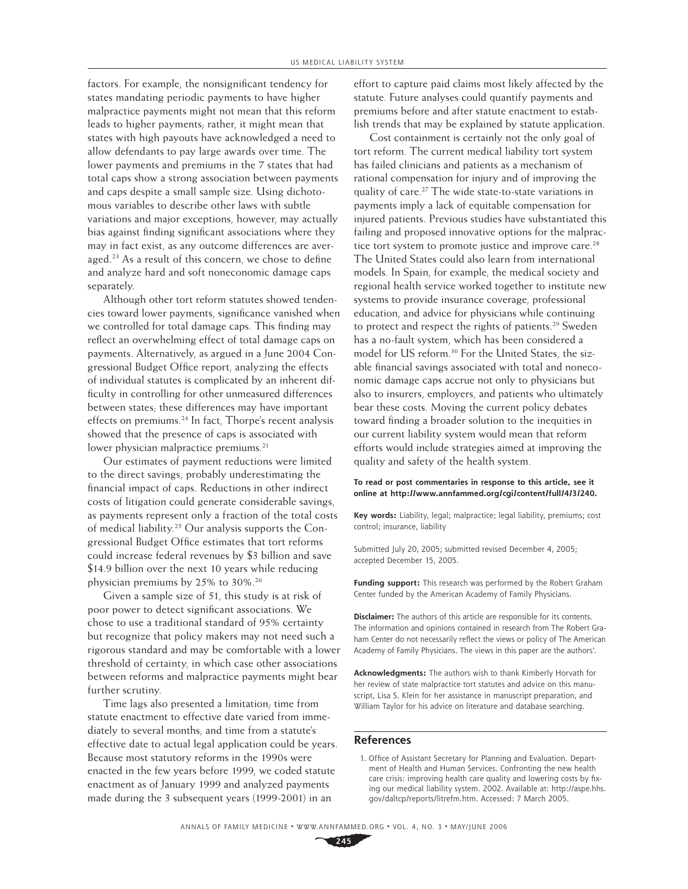factors. For example, the nonsignificant tendency for states mandating periodic payments to have higher malpractice payments might not mean that this reform leads to higher payments; rather, it might mean that states with high payouts have acknowledged a need to allow defendants to pay large awards over time. The lower payments and premiums in the 7 states that had total caps show a strong association between payments and caps despite a small sample size. Using dichotomous variables to describe other laws with subtle variations and major exceptions, however, may actually bias against finding significant associations where they may in fact exist, as any outcome differences are averaged.[23] As a result of this concern, we chose to define and analyze hard and soft noneconomic damage caps separately.

Although other tort reform statutes showed tendencies toward lower payments, significance vanished when we controlled for total damage caps. This finding may reflect an overwhelming effect of total damage caps on payments. Alternatively, as argued in a June 2004 Congressional Budget Office report, analyzing the effects of individual statutes is complicated by an inherent difficulty in controlling for other unmeasured differences between states; these differences may have important effects on premiums.[24] In fact, Thorpe's recent analysis showed that the presence of caps is associated with lower physician malpractice premiums.[21]

Our estimates of payment reductions were limited to the direct savings, probably underestimating the financial impact of caps. Reductions in other indirect costs of litigation could generate considerable savings, as payments represent only a fraction of the total costs of medical liability.[25] Our analysis supports the Congressional Budget Office estimates that tort reforms could increase federal revenues by $3 billion and save $14.9 billion over the next 10 years while reducing physician premiums by 25% to 30%.[26]

Given a sample size of 51, this study is at risk of poor power to detect significant associations. We chose to use a traditional standard of 95% certainty but recognize that policy makers may not need such a rigorous standard and may be comfortable with a lower threshold of certainty, in which case other associations between reforms and malpractice payments might bear further scrutiny.

Time lags also presented a limitation; time from statute enactment to effective date varied from immediately to several months, and time from a statute's effective date to actual legal application could be years. Because most statutory reforms in the 1990s were enacted in the few years before 1999, we coded statute enactment as of January 1999 and analyzed payments made during the 3 subsequent years (1999-2001) in an effort to capture paid claims most likely affected by the statute. Future analyses could quantify payments and premiums before and after statute enactment to establish trends that may be explained by statute application.

Cost containment is certainly not the only goal of tort reform. The current medical liability tort system has failed clinicians and patients as a mechanism of rational compensation for injury and of improving the quality of care.[27] The wide state-to-state variations in payments imply a lack of equitable compensation for injured patients. Previous studies have substantiated this failing and proposed innovative options for the malpractice tort system to promote justice and improve care.[28] The United States could also learn from international models. In Spain, for example, the medical society and regional health service worked together to institute new systems to provide insurance coverage, professional education, and advice for physicians while continuing to protect and respect the rights of patients.[29] Sweden has a no-fault system, which has been considered a model for US reform.[30] For the United States, the sizable financial savings associated with total and noneconomic damage caps accrue not only to physicians but also to insurers, employers, and patients who ultimately bear these costs. Moving the current policy debates toward finding a broader solution to the inequities in our current liability system would mean that reform efforts would include strategies aimed at improving the quality and safety of the health system.

**To read or post commentaries in response to this article, see it online at http://www.annfammed.org/cgi/content/full/4/3/240.**

**Key words:** Liability, legal; malpractice; legal liability, premiums; cost control; insurance, liability

Submitted July 20, 2005; submitted revised December 4, 2005; accepted December 15, 2005.

**Funding support:** This research was performed by the Robert Graham Center funded by the American Academy of Family Physicians.

**Disclaimer:** The authors of this article are responsible for its contents. The information and opinions contained in research from The Robert Graham Center do not necessarily reflect the views or policy of The American Academy of Family Physicians. The views in this paper are the authors'.

**Acknowledgments:** The authors wish to thank Kimberly Horvath for her review of state malpractice tort statutes and advice on this manuscript, Lisa S. Klein for her assistance in manuscript preparation, and William Taylor for his advice on literature and database searching.

## References

1. Office of Assistant Secretary for Planning and Evaluation. Department of Health and Human Services. Confronting the new health care crisis: improving health care quality and lowering costs by fixing our medical liability system. 2002. Available at: http://aspe.hhs.gov/daltcp/reports/litrefm.htm. Accessed: 7 March 2005.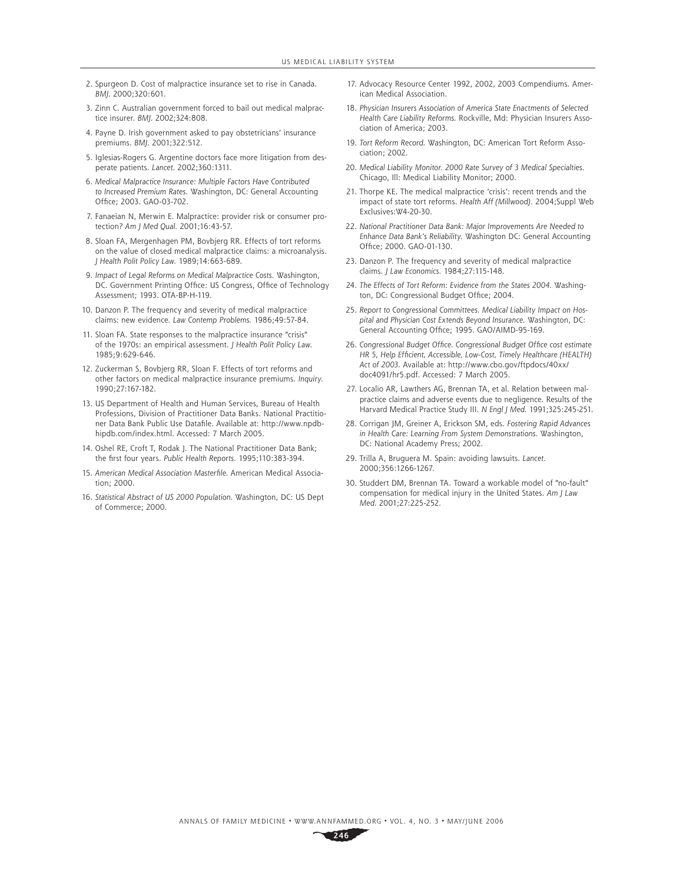2. Spurgeon D. Cost of malpractice insurance set to rise in Canada. *BMJ.* 2000;320:601.
3. Zinn C. Australian government forced to bail out medical malpractice insurer. *BMJ.* 2002;324:808.
4. Payne D. Irish government asked to pay obstetricians' insurance premiums. *BMJ.* 2001;322:512.
5. Iglesias-Rogers G. Argentine doctors face more litigation from desperate patients. *Lancet.* 2002;360:1311.
6. *Medical Malpractice Insurance: Multiple Factors Have Contributed to Increased Premium Rates.* Washington, DC: General Accounting Office; 2003. GAO-03-702.
7. Fanaeian N, Merwin E. Malpractice: provider risk or consumer protection? *Am J Med Qual.* 2001;16:43-57.
8. Sloan FA, Mergenhagen PM, Bovbjerg RR. Effects of tort reforms on the value of closed medical malpractice claims: a microanalysis. *J Health Polit Policy Law.* 1989;14:663-689.
9. *Impact of Legal Reforms on Medical Malpractice Costs.* Washington, DC. Government Printing Office: US Congress, Office of Technology Assessment; 1993. OTA-BP-H-119.
10. Danzon P. The frequency and severity of medical malpractice claims: new evidence. *Law Contemp Problems.* 1986;49:57-84.
11. Sloan FA. State responses to the malpractice insurance "crisis" of the 1970s: an empirical assessment. *J Health Polit Policy Law.* 1985;9:629-646.
12. Zuckerman S, Bovbjerg RR, Sloan F. Effects of tort reforms and other factors on medical malpractice insurance premiums. *Inquiry.* 1990;27:167-182.
13. US Department of Health and Human Services, Bureau of Health Professions, Division of Practitioner Data Banks. National Practitioner Data Bank Public Use Datafile. Available at: http://www.npdb-hipdb.com/index.html. Accessed: 7 March 2005.
14. Oshel RE, Croft T, Rodak J. The National Practitioner Data Bank; the first four years. *Public Health Reports.* 1995;110:383-394.
15. *American Medical Association Masterfile.* American Medical Association; 2000.
16. *Statistical Abstract of US 2000 Population.* Washington, DC: US Dept of Commerce; 2000.
17. Advocacy Resource Center 1992, 2002, 2003 Compendiums. American Medical Association.
18. *Physician Insurers Association of America State Enactments of Selected Health Care Liability Reforms.* Rockville, Md: Physician Insurers Association of America; 2003.
19. *Tort Reform Record.* Washington, DC: American Tort Reform Association; 2002.
20. *Medical Liability Monitor. 2000 Rate Survey of 3 Medical Specialties.* Chicago, Ill: Medical Liability Monitor; 2000.
21. Thorpe KE. The medical malpractice 'crisis': recent trends and the impact of state tort reforms. *Health Aff (Millwood).* 2004;Suppl Web Exclusives:W4-20-30.
22. *National Practitioner Data Bank: Major Improvements Are Needed to Enhance Data Bank's Reliability.* Washington DC: General Accounting Office; 2000. GAO-01-130.
23. Danzon P. The frequency and severity of medical malpractice claims. *J Law Economics.* 1984;27:115-148.
24. *The Effects of Tort Reform: Evidence from the States 2004.* Washington, DC: Congressional Budget Office; 2004.
25. *Report to Congressional Committees. Medical Liability Impact on Hospital and Physician Cost Extends Beyond Insurance.* Washington, DC: General Accounting Office; 1995. GAO/AIMD-95-169.
26. *Congressional Budget Office. Congressional Budget Office cost estimate HR 5, Help Efficient, Accessible, Low-Cost, Timely Healthcare (HEALTH) Act of 2003.* Available at: http://www.cbo.gov/ftpdocs/40xx/doc4091/hr5.pdf. Accessed: 7 March 2005.
27. Localio AR, Lawthers AG, Brennan TA, et al. Relation between malpractice claims and adverse events due to negligence. Results of the Harvard Medical Practice Study III. *N Engl J Med.* 1991;325:245-251.
28. Corrigan JM, Greiner A, Erickson SM, eds. *Fostering Rapid Advances in Health Care: Learning From System Demonstrations.* Washington, DC: National Academy Press; 2002.
29. Trilla A, Bruguera M. Spain: avoiding lawsuits. *Lancet.* 2000;356:1266-1267.
30. Studdert DM, Brennan TA. Toward a workable model of "no-fault" compensation for medical injury in the United States. *Am J Law Med.* 2001;27:225-252.